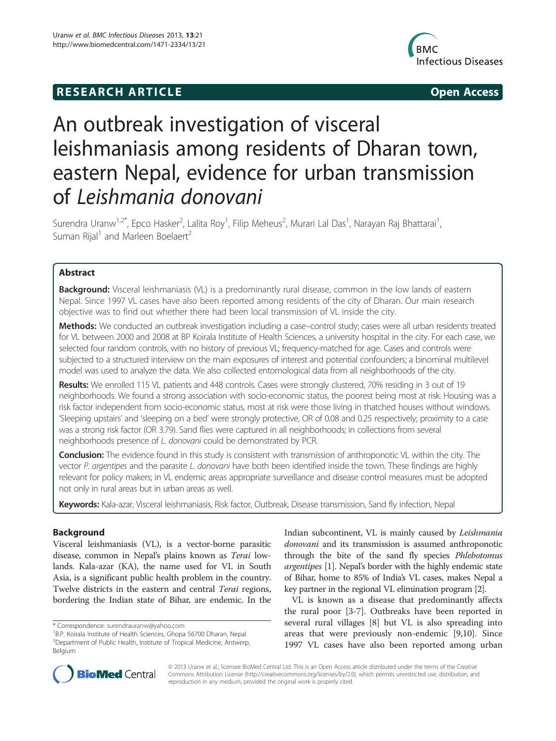**RESEARCH ARTICLE** **Open Access**

# An outbreak investigation of visceral leishmaniasis among residents of Dharan town, eastern Nepal, evidence for urban transmission of *Leishmania donovani*

Surendra Uranw[1,2*], Epco Hasker[2], Lalita Roy[1], Filip Meheus[2], Murari Lal Das[1], Narayan Raj Bhattarai[1], Suman Rijal[1] and Marleen Boelaert[2]

## Abstract

**Background:** Visceral leishmaniasis (VL) is a predominantly rural disease, common in the low lands of eastern Nepal. Since 1997 VL cases have also been reported among residents of the city of Dharan. Our main research objective was to find out whether there had been local transmission of VL inside the city.

**Methods:** We conducted an outbreak investigation including a case–control study; cases were all urban residents treated for VL between 2000 and 2008 at BP Koirala Institute of Health Sciences, a university hospital in the city. For each case, we selected four random controls, with no history of previous VL; frequency-matched for age. Cases and controls were subjected to a structured interview on the main exposures of interest and potential confounders; a binominal multilevel model was used to analyze the data. We also collected entomological data from all neighborhoods of the city.

**Results:** We enrolled 115 VL patients and 448 controls. Cases were strongly clustered, 70% residing in 3 out of 19 neighborhoods. We found a strong association with socio-economic status, the poorest being most at risk. Housing was a risk factor independent from socio-economic status, most at risk were those living in thatched houses without windows. 'Sleeping upstairs' and 'sleeping on a bed' were strongly protective, OR of 0.08 and 0.25 respectively; proximity to a case was a strong risk factor (OR 3.79). Sand flies were captured in all neighborhoods; in collections from several neighborhoods presence of *L. donovani* could be demonstrated by PCR.

**Conclusion:** The evidence found in this study is consistent with transmission of anthroponotic VL within the city. The vector *P. argentipes* and the parasite *L. donovani* have both been identified inside the town. These findings are highly relevant for policy makers; in VL endemic areas appropriate surveillance and disease control measures must be adopted not only in rural areas but in urban areas as well.

**Keywords:** Kala-azar, Visceral leishmaniasis, Risk factor, Outbreak, Disease transmission, Sand fly infection, Nepal

## Background

Visceral leishmaniasis (VL), is a vector-borne parasitic disease, common in Nepal's plains known as *Terai* lowlands. Kala-azar (KA), the name used for VL in South Asia, is a significant public health problem in the country. Twelve districts in the eastern and central *Terai* regions, bordering the Indian state of Bihar, are endemic. In the Indian subcontinent, VL is mainly caused by *Leishmania donovani* and its transmission is assumed anthroponotic through the bite of the sand fly species *Phlebotomus argentipes* [1]. Nepal's border with the highly endemic state of Bihar, home to 85% of India's VL cases, makes Nepal a key partner in the regional VL elimination program [2].

VL is known as a disease that predominantly affects the rural poor [3-7]. Outbreaks have been reported in several rural villages [8] but VL is also spreading into areas that were previously non-endemic [9,10]. Since 1997 VL cases have also been reported among urban

\* Correspondence: surendrauranw@yahoo.com
[1]B.P. Koirala Institute of Health Sciences, Ghopa 56700 Dharan, Nepal
[2]Department of Public Health, Institute of Tropical Medicine, Antwerp, Belgium

© 2013 Uranw et al.; licensee BioMed Central Ltd. This is an Open Access article distributed under the terms of the Creative Commons Attribution License (http://creativecommons.org/licenses/by/2.0), which permits unrestricted use, distribution, and reproduction in any medium, provided the original work is properly cited.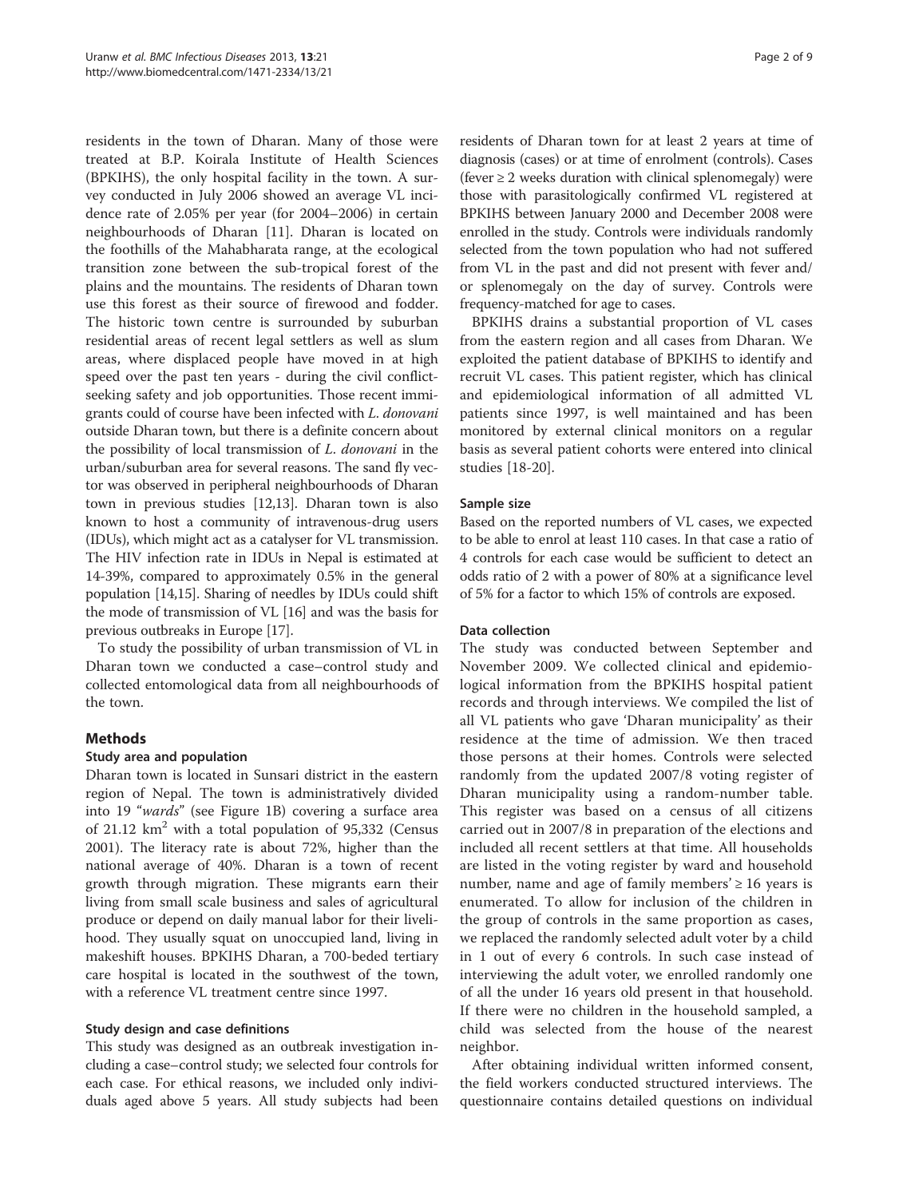residents in the town of Dharan. Many of those were treated at B.P. Koirala Institute of Health Sciences (BPKIHS), the only hospital facility in the town. A survey conducted in July 2006 showed an average VL incidence rate of 2.05% per year (for 2004–2006) in certain neighbourhoods of Dharan [11]. Dharan is located on the foothills of the Mahabharata range, at the ecological transition zone between the sub-tropical forest of the plains and the mountains. The residents of Dharan town use this forest as their source of firewood and fodder. The historic town centre is surrounded by suburban residential areas of recent legal settlers as well as slum areas, where displaced people have moved in at high speed over the past ten years - during the civil conflict-seeking safety and job opportunities. Those recent immigrants could of course have been infected with *L. donovani* outside Dharan town, but there is a definite concern about the possibility of local transmission of *L. donovani* in the urban/suburban area for several reasons. The sand fly vector was observed in peripheral neighbourhoods of Dharan town in previous studies [12,13]. Dharan town is also known to host a community of intravenous-drug users (IDUs), which might act as a catalyser for VL transmission. The HIV infection rate in IDUs in Nepal is estimated at 14-39%, compared to approximately 0.5% in the general population [14,15]. Sharing of needles by IDUs could shift the mode of transmission of VL [16] and was the basis for previous outbreaks in Europe [17].

To study the possibility of urban transmission of VL in Dharan town we conducted a case–control study and collected entomological data from all neighbourhoods of the town.

## Methods

### Study area and population

Dharan town is located in Sunsari district in the eastern region of Nepal. The town is administratively divided into 19 "*wards*" (see Figure 1B) covering a surface area of 21.12 km$^2$ with a total population of 95,332 (Census 2001). The literacy rate is about 72%, higher than the national average of 40%. Dharan is a town of recent growth through migration. These migrants earn their living from small scale business and sales of agricultural produce or depend on daily manual labor for their livelihood. They usually squat on unoccupied land, living in makeshift houses. BPKIHS Dharan, a 700-beded tertiary care hospital is located in the southwest of the town, with a reference VL treatment centre since 1997.

### Study design and case definitions

This study was designed as an outbreak investigation including a case–control study; we selected four controls for each case. For ethical reasons, we included only individuals aged above 5 years. All study subjects had been residents of Dharan town for at least 2 years at time of diagnosis (cases) or at time of enrolment (controls). Cases (fever ≥ 2 weeks duration with clinical splenomegaly) were those with parasitologically confirmed VL registered at BPKIHS between January 2000 and December 2008 were enrolled in the study. Controls were individuals randomly selected from the town population who had not suffered from VL in the past and did not present with fever and/or splenomegaly on the day of survey. Controls were frequency-matched for age to cases.

BPKIHS drains a substantial proportion of VL cases from the eastern region and all cases from Dharan. We exploited the patient database of BPKIHS to identify and recruit VL cases. This patient register, which has clinical and epidemiological information of all admitted VL patients since 1997, is well maintained and has been monitored by external clinical monitors on a regular basis as several patient cohorts were entered into clinical studies [18-20].

### Sample size

Based on the reported numbers of VL cases, we expected to be able to enrol at least 110 cases. In that case a ratio of 4 controls for each case would be sufficient to detect an odds ratio of 2 with a power of 80% at a significance level of 5% for a factor to which 15% of controls are exposed.

### Data collection

The study was conducted between September and November 2009. We collected clinical and epidemiological information from the BPKIHS hospital patient records and through interviews. We compiled the list of all VL patients who gave 'Dharan municipality' as their residence at the time of admission. We then traced those persons at their homes. Controls were selected randomly from the updated 2007/8 voting register of Dharan municipality using a random-number table. This register was based on a census of all citizens carried out in 2007/8 in preparation of the elections and included all recent settlers at that time. All households are listed in the voting register by ward and household number, name and age of family members' ≥ 16 years is enumerated. To allow for inclusion of the children in the group of controls in the same proportion as cases, we replaced the randomly selected adult voter by a child in 1 out of every 6 controls. In such case instead of interviewing the adult voter, we enrolled randomly one of all the under 16 years old present in that household. If there were no children in the household sampled, a child was selected from the house of the nearest neighbor.

After obtaining individual written informed consent, the field workers conducted structured interviews. The questionnaire contains detailed questions on individual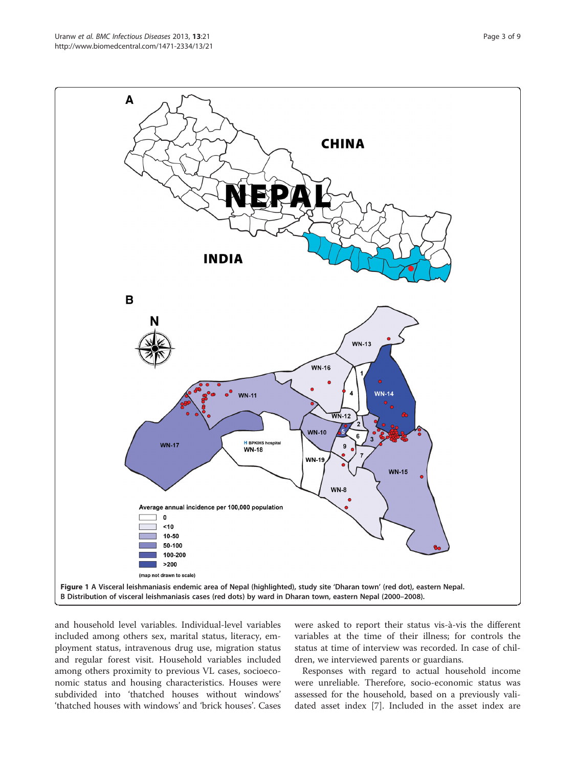Figure 1 A Visceral leishmaniasis endemic area of Nepal (highlighted), study site 'Dharan town' (red dot), eastern Nepal. B Distribution of visceral leishmaniasis cases (red dots) by ward in Dharan town, eastern Nepal (2000–2008).

and household level variables. Individual-level variables included among others sex, marital status, literacy, employment status, intravenous drug use, migration status and regular forest visit. Household variables included among others proximity to previous VL cases, socioeconomic status and housing characteristics. Houses were subdivided into 'thatched houses without windows' 'thatched houses with windows' and 'brick houses'. Cases were asked to report their status vis-à-vis the different variables at the time of their illness; for controls the status at time of interview was recorded. In case of children, we interviewed parents or guardians.

Responses with regard to actual household income were unreliable. Therefore, socio-economic status was assessed for the household, based on a previously validated asset index [7]. Included in the asset index are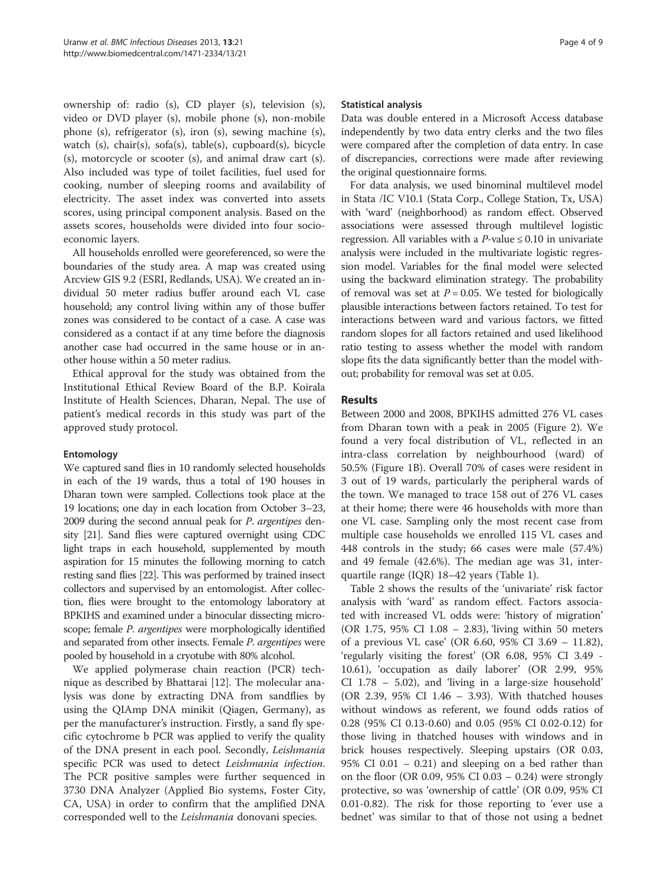ownership of: radio (s), CD player (s), television (s), video or DVD player (s), mobile phone (s), non-mobile phone (s), refrigerator (s), iron (s), sewing machine (s), watch (s), chair(s), sofa(s), table(s), cupboard(s), bicycle (s), motorcycle or scooter (s), and animal draw cart (s). Also included was type of toilet facilities, fuel used for cooking, number of sleeping rooms and availability of electricity. The asset index was converted into assets scores, using principal component analysis. Based on the assets scores, households were divided into four socio-economic layers.

All households enrolled were georeferenced, so were the boundaries of the study area. A map was created using Arcview GIS 9.2 (ESRI, Redlands, USA). We created an individual 50 meter radius buffer around each VL case household; any control living within any of those buffer zones was considered to be contact of a case. A case was considered as a contact if at any time before the diagnosis another case had occurred in the same house or in another house within a 50 meter radius.

Ethical approval for the study was obtained from the Institutional Ethical Review Board of the B.P. Koirala Institute of Health Sciences, Dharan, Nepal. The use of patient's medical records in this study was part of the approved study protocol.

### Entomology

We captured sand flies in 10 randomly selected households in each of the 19 wards, thus a total of 190 houses in Dharan town were sampled. Collections took place at the 19 locations; one day in each location from October 3–23, 2009 during the second annual peak for *P. argentipes* density [21]. Sand flies were captured overnight using CDC light traps in each household, supplemented by mouth aspiration for 15 minutes the following morning to catch resting sand flies [22]. This was performed by trained insect collectors and supervised by an entomologist. After collection, flies were brought to the entomology laboratory at BPKIHS and examined under a binocular dissecting microscope; female *P. argentipes* were morphologically identified and separated from other insects. Female *P. argentipes* were pooled by household in a cryotube with 80% alcohol.

We applied polymerase chain reaction (PCR) technique as described by Bhattarai [12]. The molecular analysis was done by extracting DNA from sandflies by using the QIAmp DNA minikit (Qiagen, Germany), as per the manufacturer's instruction. Firstly, a sand fly specific cytochrome b PCR was applied to verify the quality of the DNA present in each pool. Secondly, *Leishmania* specific PCR was used to detect *Leishmania infection*. The PCR positive samples were further sequenced in 3730 DNA Analyzer (Applied Bio systems, Foster City, CA, USA) in order to confirm that the amplified DNA corresponded well to the *Leishmania* donovani species.

### Statistical analysis

Data was double entered in a Microsoft Access database independently by two data entry clerks and the two files were compared after the completion of data entry. In case of discrepancies, corrections were made after reviewing the original questionnaire forms.

For data analysis, we used binominal multilevel model in Stata /IC V10.1 (Stata Corp., College Station, Tx, USA) with 'ward' (neighborhood) as random effect. Observed associations were assessed through multilevel logistic regression. All variables with a $P$-value $\leq 0.10$ in univariate analysis were included in the multivariate logistic regression model. Variables for the final model were selected using the backward elimination strategy. The probability of removal was set at $P = 0.05$. We tested for biologically plausible interactions between factors retained. To test for interactions between ward and various factors, we fitted random slopes for all factors retained and used likelihood ratio testing to assess whether the model with random slope fits the data significantly better than the model without; probability for removal was set at 0.05.

## Results

Between 2000 and 2008, BPKIHS admitted 276 VL cases from Dharan town with a peak in 2005 (Figure 2). We found a very focal distribution of VL, reflected in an intra-class correlation by neighbourhood (ward) of 50.5% (Figure 1B). Overall 70% of cases were resident in 3 out of 19 wards, particularly the peripheral wards of the town. We managed to trace 158 out of 276 VL cases at their home; there were 46 households with more than one VL case. Sampling only the most recent case from multiple case households we enrolled 115 VL cases and 448 controls in the study; 66 cases were male (57.4%) and 49 female (42.6%). The median age was 31, interquartile range (IQR) 18–42 years (Table 1).

Table 2 shows the results of the 'univariate' risk factor analysis with 'ward' as random effect. Factors associated with increased VL odds were: 'history of migration' (OR 1.75, 95% CI 1.08 – 2.83), 'living within 50 meters of a previous VL case' (OR 6.60, 95% CI 3.69 – 11.82), 'regularly visiting the forest' (OR 6.08, 95% CI 3.49 - 10.61), 'occupation as daily laborer' (OR 2.99, 95% CI 1.78 – 5.02), and 'living in a large-size household' (OR 2.39, 95% CI 1.46 – 3.93). With thatched houses without windows as referent, we found odds ratios of 0.28 (95% CI 0.13-0.60) and 0.05 (95% CI 0.02-0.12) for those living in thatched houses with windows and in brick houses respectively. Sleeping upstairs (OR 0.03, 95% CI 0.01 – 0.21) and sleeping on a bed rather than on the floor (OR 0.09, 95% CI 0.03 – 0.24) were strongly protective, so was 'ownership of cattle' (OR 0.09, 95% CI 0.01-0.82). The risk for those reporting to 'ever use a bednet' was similar to that of those not using a bednet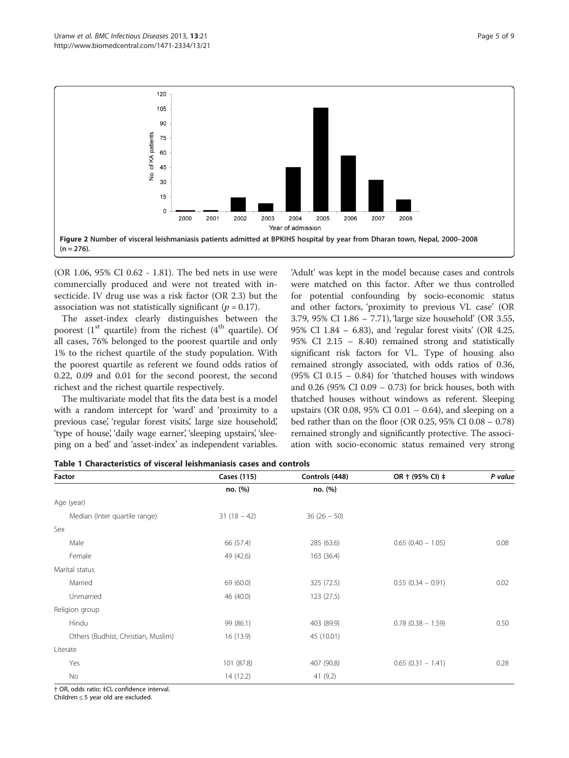Figure 2 Number of visceral leishmaniasis patients admitted at BPKIHS hospital by year from Dharan town, Nepal, 2000–2008 (n = 276).

(OR 1.06, 95% CI 0.62 - 1.81). The bed nets in use were commercially produced and were not treated with insecticide. IV drug use was a risk factor (OR 2.3) but the association was not statistically significant ($p = 0.17$).

The asset-index clearly distinguishes between the poorest (1st quartile) from the richest (4th quartile). Of all cases, 76% belonged to the poorest quartile and only 1% to the richest quartile of the study population. With the poorest quartile as referent we found odds ratios of 0.22, 0.09 and 0.01 for the second poorest, the second richest and the richest quartile respectively.

The multivariate model that fits the data best is a model with a random intercept for 'ward' and 'proximity to a previous case', 'regular forest visits', large size household', 'type of house', 'daily wage earner', 'sleeping upstairs', 'sleeping on a bed' and 'asset-index' as independent variables. 'Adult' was kept in the model because cases and controls were matched on this factor. After we thus controlled for potential confounding by socio-economic status and other factors, 'proximity to previous VL case' (OR 3.79, 95% CI 1.86 – 7.71), 'large size household' (OR 3.55, 95% CI 1.84 – 6.83), and 'regular forest visits' (OR 4.25, 95% CI 2.15 – 8.40) remained strong and statistically significant risk factors for VL. Type of housing also remained strongly associated, with odds ratios of 0.36, (95% CI 0.15 – 0.84) for 'thatched houses with windows and 0.26 (95% CI 0.09 – 0.73) for brick houses, both with thatched houses without windows as referent. Sleeping upstairs (OR 0.08, 95% CI 0.01 – 0.64), and sleeping on a bed rather than on the floor (OR 0.25, 95% CI 0.08 – 0.78) remained strongly and significantly protective. The association with socio-economic status remained very strong

**Table 1 Characteristics of visceral leishmaniasis cases and controls**

| Factor | Cases (115) | Controls (448) | OR † (95% CI) ‡ | *P-value* |
|---|---|---|---|---|
| | no. (%) | no. (%) | | |
| Age (year) | | | | |
| Median (Inter quartile range) | 31 (18 – 42) | 36 (26 – 50) | | |
| Sex | | | | |
| Male | 66 (57.4) | 285 (63.6) | 0.65 (0.40 – 1.05) | 0.08 |
| Female | 49 (42.6) | 163 (36.4) | | |
| Marital status | | | | |
| Married | 69 (60.0) | 325 (72.5) | 0.55 (0.34 – 0.91) | 0.02 |
| Unmarried | 46 (40.0) | 123 (27.5) | | |
| Religion group | | | | |
| Hindu | 99 (86.1) | 403 (89.9) | 0.78 (0.38 – 1.59) | 0.50 |
| Others (Budhist, Christian, Muslim) | 16 (13.9) | 45 (10.01) | | |
| Literate | | | | |
| Yes | 101 (87.8) | 407 (90.8) | 0.65 (0.31 – 1.41) | 0.28 |
| No | 14 (12.2) | 41 (9.2) | | |

† OR, odds ratio; ‡CI, confidence interval.
Children ≤ 5 year old are excluded.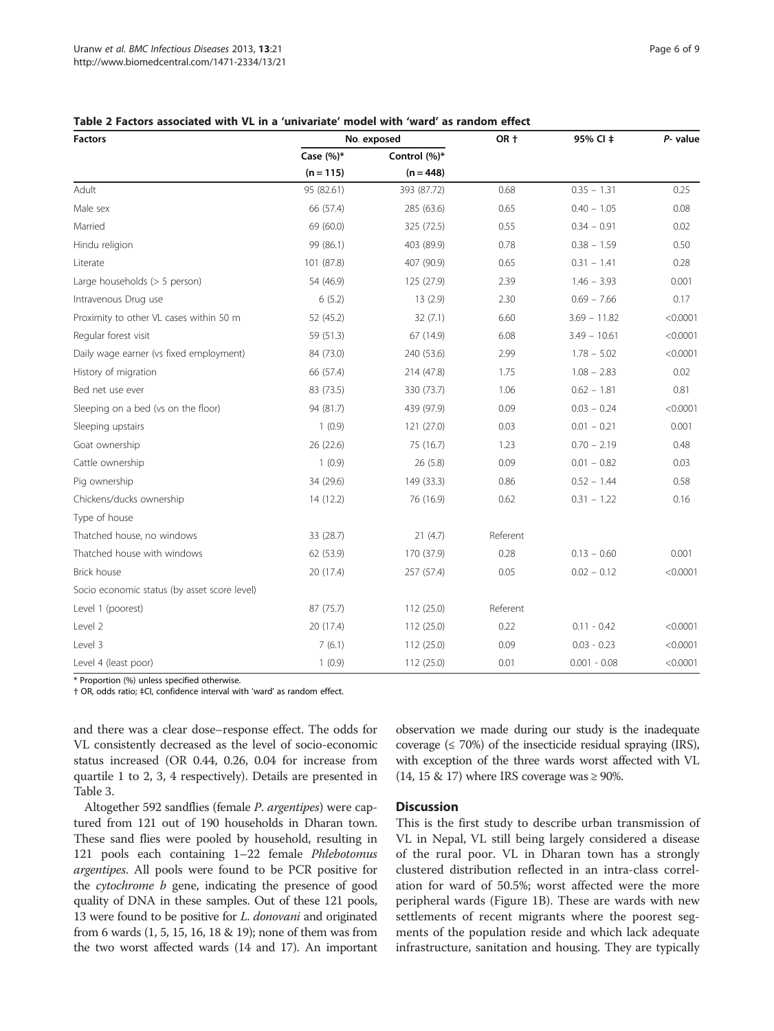**Table 2 Factors associated with VL in a 'univariate' model with 'ward' as random effect**

| Factors | No. exposed | | OR † | 95% CI ‡ | P- value |
|---|---|---|---|---|---|
| | Case (%)* (n = 115) | Control (%)* (n = 448) | | | |
| Adult | 95 (82.61) | 393 (87.72) | 0.68 | 0.35 – 1.31 | 0.25 |
| Male sex | 66 (57.4) | 285 (63.6) | 0.65 | 0.40 – 1.05 | 0.08 |
| Married | 69 (60.0) | 325 (72.5) | 0.55 | 0.34 – 0.91 | 0.02 |
| Hindu religion | 99 (86.1) | 403 (89.9) | 0.78 | 0.38 – 1.59 | 0.50 |
| Literate | 101 (87.8) | 407 (90.9) | 0.65 | 0.31 – 1.41 | 0.28 |
| Large households (> 5 person) | 54 (46.9) | 125 (27.9) | 2.39 | 1.46 – 3.93 | 0.001 |
| Intravenous Drug use | 6 (5.2) | 13 (2.9) | 2.30 | 0.69 – 7.66 | 0.17 |
| Proximity to other VL cases within 50 m | 52 (45.2) | 32 (7.1) | 6.60 | 3.69 – 11.82 | <0.0001 |
| Regular forest visit | 59 (51.3) | 67 (14.9) | 6.08 | 3.49 – 10.61 | <0.0001 |
| Daily wage earner (vs fixed employment) | 84 (73.0) | 240 (53.6) | 2.99 | 1.78 – 5.02 | <0.0001 |
| History of migration | 66 (57.4) | 214 (47.8) | 1.75 | 1.08 – 2.83 | 0.02 |
| Bed net use ever | 83 (73.5) | 330 (73.7) | 1.06 | 0.62 – 1.81 | 0.81 |
| Sleeping on a bed (vs on the floor) | 94 (81.7) | 439 (97.9) | 0.09 | 0.03 – 0.24 | <0.0001 |
| Sleeping upstairs | 1 (0.9) | 121 (27.0) | 0.03 | 0.01 – 0.21 | 0.001 |
| Goat ownership | 26 (22.6) | 75 (16.7) | 1.23 | 0.70 – 2.19 | 0.48 |
| Cattle ownership | 1 (0.9) | 26 (5.8) | 0.09 | 0.01 – 0.82 | 0.03 |
| Pig ownership | 34 (29.6) | 149 (33.3) | 0.86 | 0.52 – 1.44 | 0.58 |
| Chickens/ducks ownership | 14 (12.2) | 76 (16.9) | 0.62 | 0.31 – 1.22 | 0.16 |
| Type of house | | | | | |
| Thatched house, no windows | 33 (28.7) | 21 (4.7) | Referent | | |
| Thatched house with windows | 62 (53.9) | 170 (37.9) | 0.28 | 0.13 – 0.60 | 0.001 |
| Brick house | 20 (17.4) | 257 (57.4) | 0.05 | 0.02 – 0.12 | <0.0001 |
| Socio economic status (by asset score level) | | | | | |
| Level 1 (poorest) | 87 (75.7) | 112 (25.0) | Referent | | |
| Level 2 | 20 (17.4) | 112 (25.0) | 0.22 | 0.11 - 0.42 | <0.0001 |
| Level 3 | 7 (6.1) | 112 (25.0) | 0.09 | 0.03 - 0.23 | <0.0001 |
| Level 4 (least poor) | 1 (0.9) | 112 (25.0) | 0.01 | 0.001 - 0.08 | <0.0001 |

\* Proportion (%) unless specified otherwise.
† OR, odds ratio; ‡CI, confidence interval with 'ward' as random effect.

and there was a clear dose–response effect. The odds for VL consistently decreased as the level of socio-economic status increased (OR 0.44, 0.26, 0.04 for increase from quartile 1 to 2, 3, 4 respectively). Details are presented in Table 3.

Altogether 592 sandflies (female *P. argentipes*) were captured from 121 out of 190 households in Dharan town. These sand flies were pooled by household, resulting in 121 pools each containing 1–22 female *Phlebotomus argentipes*. All pools were found to be PCR positive for the *cytochrome b* gene, indicating the presence of good quality of DNA in these samples. Out of these 121 pools, 13 were found to be positive for *L. donovani* and originated from 6 wards (1, 5, 15, 16, 18 & 19); none of them was from the two worst affected wards (14 and 17). An important observation we made during our study is the inadequate coverage (≤ 70%) of the insecticide residual spraying (IRS), with exception of the three wards worst affected with VL (14, 15 & 17) where IRS coverage was ≥ 90%.

## Discussion

This is the first study to describe urban transmission of VL in Nepal, VL still being largely considered a disease of the rural poor. VL in Dharan town has a strongly clustered distribution reflected in an intra-class correlation for ward of 50.5%; worst affected were the more peripheral wards (Figure 1B). These are wards with new settlements of recent migrants where the poorest segments of the population reside and which lack adequate infrastructure, sanitation and housing. They are typically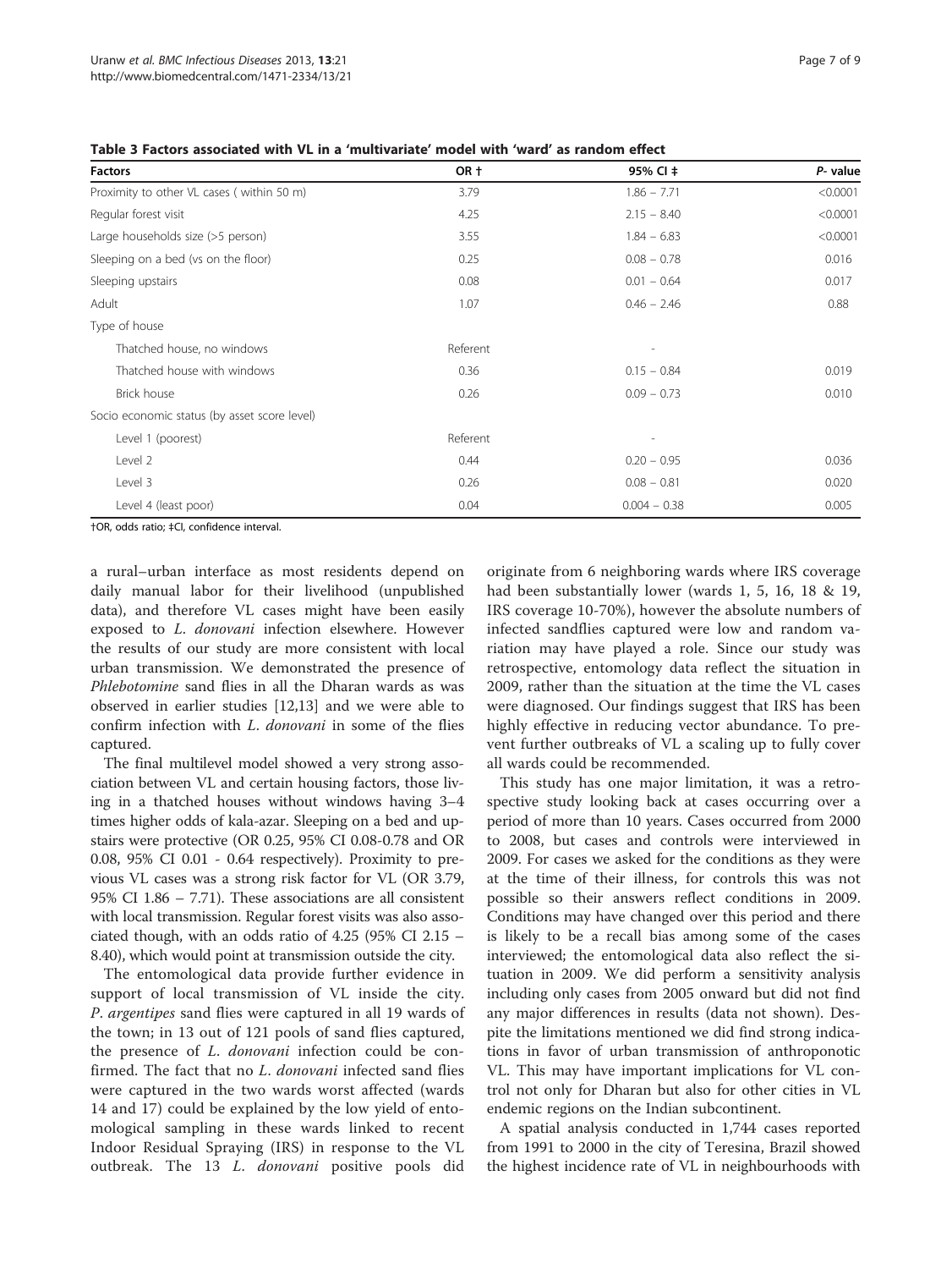**Table 3 Factors associated with VL in a 'multivariate' model with 'ward' as random effect**

| Factors | OR † | 95% CI ‡ | *P*- value |
|---|---|---|---|
| Proximity to other VL cases ( within 50 m) | 3.79 | 1.86 – 7.71 | <0.0001 |
| Regular forest visit | 4.25 | 2.15 – 8.40 | <0.0001 |
| Large households size (>5 person) | 3.55 | 1.84 – 6.83 | <0.0001 |
| Sleeping on a bed (vs on the floor) | 0.25 | 0.08 – 0.78 | 0.016 |
| Sleeping upstairs | 0.08 | 0.01 – 0.64 | 0.017 |
| Adult | 1.07 | 0.46 – 2.46 | 0.88 |
| Type of house | | | |
| Thatched house, no windows | Referent | - | |
| Thatched house with windows | 0.36 | 0.15 – 0.84 | 0.019 |
| Brick house | 0.26 | 0.09 – 0.73 | 0.010 |
| Socio economic status (by asset score level) | | | |
| Level 1 (poorest) | Referent | - | |
| Level 2 | 0.44 | 0.20 – 0.95 | 0.036 |
| Level 3 | 0.26 | 0.08 – 0.81 | 0.020 |
| Level 4 (least poor) | 0.04 | 0.004 – 0.38 | 0.005 |

†OR, odds ratio; ‡CI, confidence interval.

a rural–urban interface as most residents depend on daily manual labor for their livelihood (unpublished data), and therefore VL cases might have been easily exposed to *L. donovani* infection elsewhere. However the results of our study are more consistent with local urban transmission. We demonstrated the presence of *Phlebotomine* sand flies in all the Dharan wards as was observed in earlier studies [12,13] and we were able to confirm infection with *L. donovani* in some of the flies captured.

The final multilevel model showed a very strong association between VL and certain housing factors, those living in a thatched houses without windows having 3–4 times higher odds of kala-azar. Sleeping on a bed and upstairs were protective (OR 0.25, 95% CI 0.08-0.78 and OR 0.08, 95% CI 0.01 - 0.64 respectively). Proximity to previous VL cases was a strong risk factor for VL (OR 3.79, 95% CI 1.86 – 7.71). These associations are all consistent with local transmission. Regular forest visits was also associated though, with an odds ratio of 4.25 (95% CI 2.15 – 8.40), which would point at transmission outside the city.

The entomological data provide further evidence in support of local transmission of VL inside the city. *P. argentipes* sand flies were captured in all 19 wards of the town; in 13 out of 121 pools of sand flies captured, the presence of *L. donovani* infection could be confirmed. The fact that no *L. donovani* infected sand flies were captured in the two wards worst affected (wards 14 and 17) could be explained by the low yield of entomological sampling in these wards linked to recent Indoor Residual Spraying (IRS) in response to the VL outbreak. The 13 *L. donovani* positive pools did originate from 6 neighboring wards where IRS coverage had been substantially lower (wards 1, 5, 16, 18 & 19, IRS coverage 10-70%), however the absolute numbers of infected sandflies captured were low and random variation may have played a role. Since our study was retrospective, entomology data reflect the situation in 2009, rather than the situation at the time the VL cases were diagnosed. Our findings suggest that IRS has been highly effective in reducing vector abundance. To prevent further outbreaks of VL a scaling up to fully cover all wards could be recommended.

This study has one major limitation, it was a retrospective study looking back at cases occurring over a period of more than 10 years. Cases occurred from 2000 to 2008, but cases and controls were interviewed in 2009. For cases we asked for the conditions as they were at the time of their illness, for controls this was not possible so their answers reflect conditions in 2009. Conditions may have changed over this period and there is likely to be a recall bias among some of the cases interviewed; the entomological data also reflect the situation in 2009. We did perform a sensitivity analysis including only cases from 2005 onward but did not find any major differences in results (data not shown). Despite the limitations mentioned we did find strong indications in favor of urban transmission of anthroponotic VL. This may have important implications for VL control not only for Dharan but also for other cities in VL endemic regions on the Indian subcontinent.

A spatial analysis conducted in 1,744 cases reported from 1991 to 2000 in the city of Teresina, Brazil showed the highest incidence rate of VL in neighbourhoods with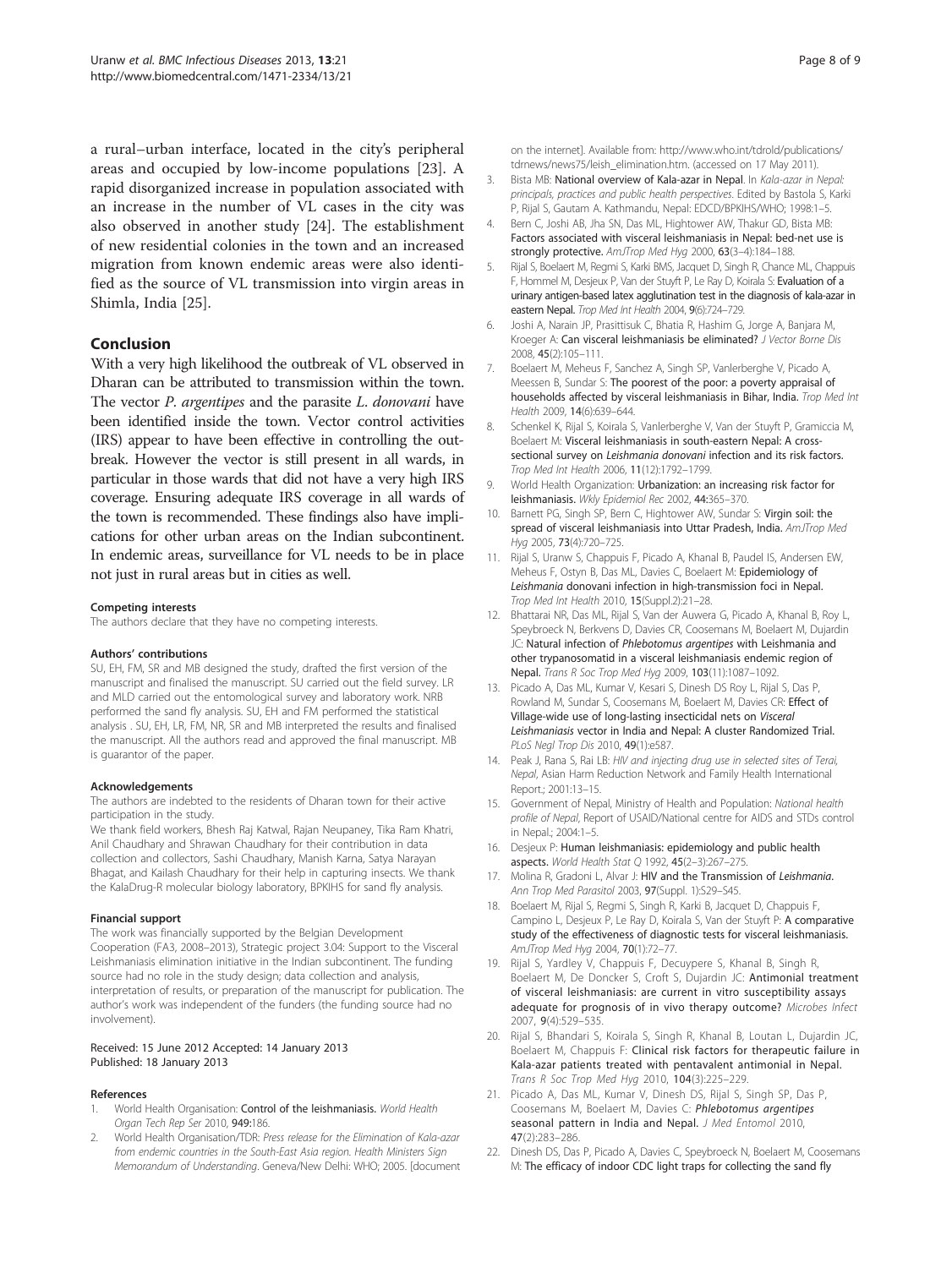a rural–urban interface, located in the city's peripheral areas and occupied by low-income populations [23]. A rapid disorganized increase in population associated with an increase in the number of VL cases in the city was also observed in another study [24]. The establishment of new residential colonies in the town and an increased migration from known endemic areas were also identified as the source of VL transmission into virgin areas in Shimla, India [25].

## Conclusion

With a very high likelihood the outbreak of VL observed in Dharan can be attributed to transmission within the town. The vector *P. argentipes* and the parasite *L. donovani* have been identified inside the town. Vector control activities (IRS) appear to have been effective in controlling the outbreak. However the vector is still present in all wards, in particular in those wards that did not have a very high IRS coverage. Ensuring adequate IRS coverage in all wards of the town is recommended. These findings also have implications for other urban areas on the Indian subcontinent. In endemic areas, surveillance for VL needs to be in place not just in rural areas but in cities as well.

#### Competing interests

The authors declare that they have no competing interests.

#### Authors' contributions

SU, EH, FM, SR and MB designed the study, drafted the first version of the manuscript and finalised the manuscript. SU carried out the field survey. LR and MLD carried out the entomological survey and laboratory work. NRB performed the sand fly analysis. SU, EH and FM performed the statistical analysis . SU, EH, LR, FM, NR, SR and MB interpreted the results and finalised the manuscript. All the authors read and approved the final manuscript. MB is guarantor of the paper.

#### Acknowledgements

The authors are indebted to the residents of Dharan town for their active participation in the study.

We thank field workers, Bhesh Raj Katwal, Rajan Neupaney, Tika Ram Khatri, Anil Chaudhary and Shrawan Chaudhary for their contribution in data collection and collectors, Sashi Chaudhary, Manish Karna, Satya Narayan Bhagat, and Kailash Chaudhary for their help in capturing insects. We thank the KalaDrug-R molecular biology laboratory, BPKIHS for sand fly analysis.

#### Financial support

The work was financially supported by the Belgian Development Cooperation (FA3, 2008–2013), Strategic project 3.04: Support to the Visceral Leishmaniasis elimination initiative in the Indian subcontinent. The funding source had no role in the study design; data collection and analysis, interpretation of results, or preparation of the manuscript for publication. The author's work was independent of the funders (the funding source had no involvement).

Received: 15 June 2012 Accepted: 14 January 2013
Published: 18 January 2013

#### References

1. World Health Organisation: **Control of the leishmaniasis.** *World Health Organ Tech Rep Ser* 2010, **949:**186.
2. World Health Organisation/TDR: *Press release for the Elimination of Kala-azar from endemic countries in the South-East Asia region. Health Ministers Sign Memorandum of Understanding*. Geneva/New Delhi: WHO; 2005. [document on the internet]. Available from: http://www.who.int/tdrold/publications/tdrnews/news75/leish_elimination.htm. (accessed on 17 May 2011).
3. Bista MB: **National overview of Kala-azar in Nepal**. In *Kala-azar in Nepal: principals, practices and public health perspectives*. Edited by Bastola S, Karki P, Rijal S, Gautam A. Kathmandu, Nepal: EDCD/BPKIHS/WHO; 1998:1–5.
4. Bern C, Joshi AB, Jha SN, Das ML, Hightower AW, Thakur GD, Bista MB: **Factors associated with visceral leishmaniasis in Nepal: bed-net use is strongly protective.** *AmJTrop Med Hyg* 2000, **63**(3–4):184–188.
5. Rijal S, Boelaert M, Regmi S, Karki BMS, Jacquet D, Singh R, Chance ML, Chappuis F, Hommel M, Desjeux P, Van der Stuyft P, Le Ray D, Koirala S: **Evaluation of a urinary antigen-based latex agglutination test in the diagnosis of kala-azar in eastern Nepal.** *Trop Med Int Health* 2004, **9**(6):724–729.
6. Joshi A, Narain JP, Prasittisuk C, Bhatia R, Hashim G, Jorge A, Banjara M, Kroeger A: **Can visceral leishmaniasis be eliminated?** *J Vector Borne Dis* 2008, **45**(2):105–111.
7. Boelaert M, Meheus F, Sanchez A, Singh SP, Vanlerberghe V, Picado A, Meessen B, Sundar S: **The poorest of the poor: a poverty appraisal of households affected by visceral leishmaniasis in Bihar, India.** *Trop Med Int Health* 2009, **14**(6):639–644.
8. Schenkel K, Rijal S, Koirala S, Vanlerberghe V, Van der Stuyft P, Gramiccia M, Boelaert M: **Visceral leishmaniasis in south-eastern Nepal: A cross-sectional survey on *Leishmania donovani* infection and its risk factors.** *Trop Med Int Health* 2006, **11**(12):1792–1799.
9. World Health Organization: **Urbanization: an increasing risk factor for leishmaniasis.** *Wkly Epidemiol Rec* 2002, **44:**365–370.
10. Barnett PG, Singh SP, Bern C, Hightower AW, Sundar S: **Virgin soil: the spread of visceral leishmaniasis into Uttar Pradesh, India.** *AmJTrop Med Hyg* 2005, **73**(4):720–725.
11. Rijal S, Uranw S, Chappuis F, Picado A, Khanal B, Paudel IS, Andersen EW, Meheus F, Ostyn B, Das ML, Davies C, Boelaert M: **Epidemiology of *Leishmania* donovani infection in high-transmission foci in Nepal.** *Trop Med Int Health* 2010, **15**(Suppl.2):21–28.
12. Bhattarai NR, Das ML, Rijal S, Van der Auwera G, Picado A, Khanal B, Roy L, Speybroeck N, Berkvens D, Davies CR, Coosemans M, Boelaert M, Dujardin JC: **Natural infection of *Phlebotomus argentipes* with Leishmania and other trypanosomatid in a visceral leishmaniasis endemic region of Nepal.** *Trans R Soc Trop Med Hyg* 2009, **103**(11):1087–1092.
13. Picado A, Das ML, Kumar V, Kesari S, Dinesh DS Roy L, Rijal S, Das P, Rowland M, Sundar S, Coosemans M, Boelaert M, Davies CR: **Effect of Village-wide use of long-lasting insecticidal nets on *Visceral Leishmaniasis* vector in India and Nepal: A cluster Randomized Trial.** *PLoS Negl Trop Dis* 2010, **49**(1):e587.
14. Peak J, Rana S, Rai LB: *HIV and injecting drug use in selected sites of Terai, Nepal*, Asian Harm Reduction Network and Family Health International Report.; 2001:13–15.
15. Government of Nepal, Ministry of Health and Population: *National health profile of Nepal*, Report of USAID/National centre for AIDS and STDs control in Nepal.; 2004:1–5.
16. Desjeux P: **Human leishmaniasis: epidemiology and public health aspects.** *World Health Stat Q* 1992, **45**(2–3):267–275.
17. Molina R, Gradoni L, Alvar J: **HIV and the Transmission of *Leishmania*.** *Ann Trop Med Parasitol* 2003, **97**(Suppl. 1):S29–S45.
18. Boelaert M, Rijal S, Regmi S, Singh R, Karki B, Jacquet D, Chappuis F, Campino L, Desjeux P, Le Ray D, Koirala S, Van der Stuyft P: **A comparative study of the effectiveness of diagnostic tests for visceral leishmaniasis.** *AmJTrop Med Hyg* 2004, **70**(1):72–77.
19. Rijal S, Yardley V, Chappuis F, Decuypere S, Khanal B, Singh R, Boelaert M, De Doncker S, Croft S, Dujardin JC: **Antimonial treatment of visceral leishmaniasis: are current in vitro susceptibility assays adequate for prognosis of in vivo therapy outcome?** *Microbes Infect* 2007, **9**(4):529–535.
20. Rijal S, Bhandari S, Koirala S, Singh R, Khanal B, Loutan L, Dujardin JC, Boelaert M, Chappuis F: **Clinical risk factors for therapeutic failure in Kala-azar patients treated with pentavalent antimonial in Nepal.** *Trans R Soc Trop Med Hyg* 2010, **104**(3):225–229.
21. Picado A, Das ML, Kumar V, Dinesh DS, Rijal S, Singh SP, Das P, Coosemans M, Boelaert M, Davies C: ***Phlebotomus argentipes* seasonal pattern in India and Nepal.** *J Med Entomol* 2010, **47**(2):283–286.
22. Dinesh DS, Das P, Picado A, Davies C, Speybroeck N, Boelaert M, Coosemans M: **The efficacy of indoor CDC light traps for collecting the sand fly**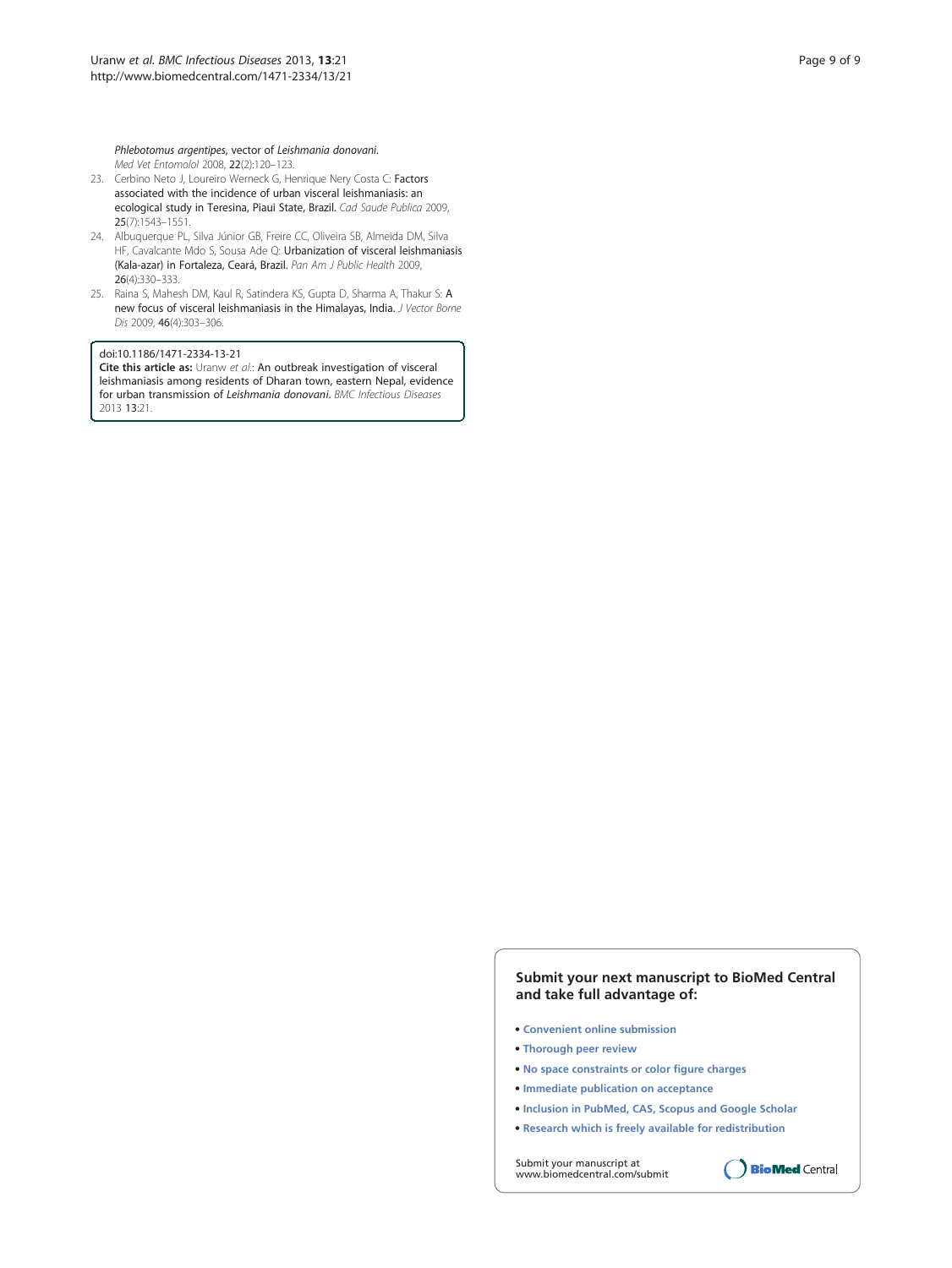*Phlebotomus argentipes*, vector of *Leishmania donovani*. *Med Vet Entomolol* 2008, **22**(2):120–123.

23. Cerbino Neto J, Loureiro Werneck G, Henrique Nery Costa C: **Factors associated with the incidence of urban visceral leishmaniasis: an ecological study in Teresina, Piaui State, Brazil.** *Cad Saude Publica* 2009, **25**(7):1543–1551.
24. Albuquerque PL, Silva Júnior GB, Freire CC, Oliveira SB, Almeida DM, Silva HF, Cavalcante Mdo S, Sousa Ade Q: **Urbanization of visceral leishmaniasis (Kala-azar) in Fortaleza, Ceará, Brazil.** *Pan Am J Public Health* 2009, **26**(4):330–333.
25. Raina S, Mahesh DM, Kaul R, Satindera KS, Gupta D, Sharma A, Thakur S: **A new focus of visceral leishmaniasis in the Himalayas, India.** *J Vector Borne Dis* 2009, **46**(4):303–306.

doi:10.1186/1471-2334-13-21

**Cite this article as:** Uranw *et al.*: An outbreak investigation of visceral leishmaniasis among residents of Dharan town, eastern Nepal, evidence for urban transmission of *Leishmania donovani*. *BMC Infectious Diseases* 2013 **13**:21.

**Submit your next manuscript to BioMed Central and take full advantage of:**

- **Convenient online submission**
- **Thorough peer review**
- **No space constraints or color figure charges**
- **Immediate publication on acceptance**
- **Inclusion in PubMed, CAS, Scopus and Google Scholar**
- **Research which is freely available for redistribution**

Submit your manuscript at
www.biomedcentral.com/submit

BioMed Central